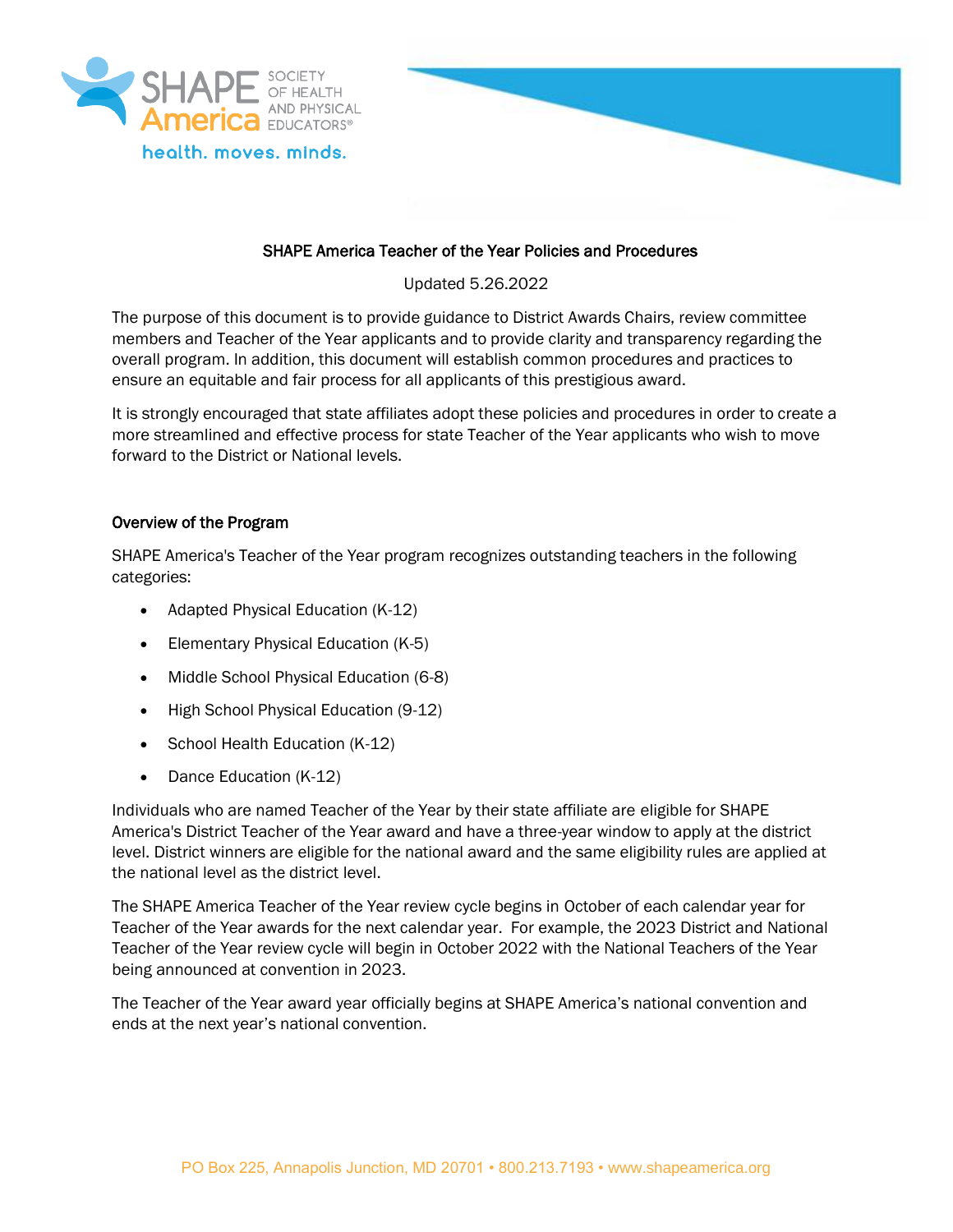# SHAPE America Teacher of the Year Policies and Procedures

Updated 5.26.2022

The purpose of this document is to provide guidance to District Awards Chairs, review committee members and Teacher of the Year applicants and to provide clarity and transparency regarding the overall program. In addition, this document will establish common procedures and practices to ensure an equitable and fair process for all applicants of this prestigious award.

It is strongly encouraged that state affiliates adopt these policies and procedures in order to create a more streamlined and effective process for state Teacher of the Year applicants who wish to move forward to the District or National levels.

## Overview of the Program

SHAPE America's Teacher of the Year program recognizes outstanding teachers in the following categories:

- Adapted Physical Education (K-12)
- Elementary Physical Education (K-5)
- Middle School Physical Education (6-8)
- High School Physical Education (9-12)
- School Health Education (K-12)
- Dance Education (K-12)

Individuals who are named Teacher of the Year by their state affiliate are eligible for SHAPE America's District Teacher of the Year award and have a three-year window to apply at the district level. District winners are eligible for the national award and the same eligibility rules are applied at the national level as the district level.

The SHAPE America Teacher of the Year review cycle begins in October of each calendar year for Teacher of the Year awards for the next calendar year. For example, the 2023 District and National Teacher of the Year review cycle will begin in October 2022 with the National Teachers of the Year being announced at convention in 2023.

The Teacher of the Year award year officially begins at SHAPE America's national convention and ends at the next year's national convention.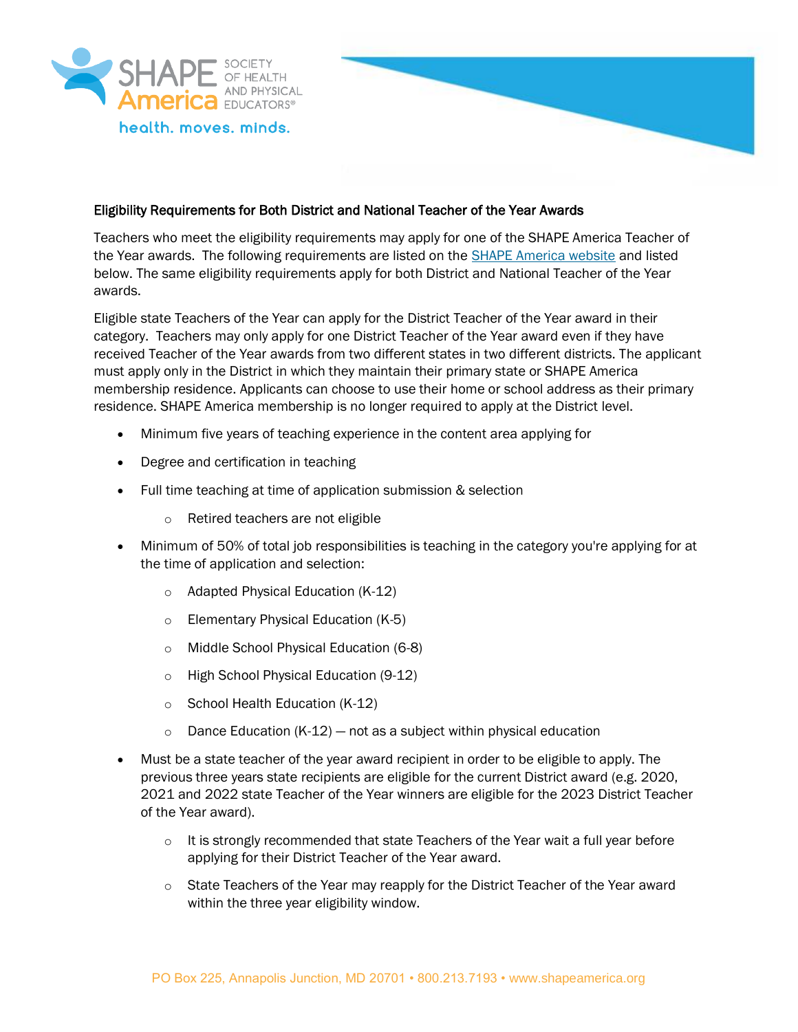**Eligibility Requirements for Both District and National Teacher of the Year Awards**

Teachers who meet the eligibility requirements may apply for one of the SHAPE America Teacher of the Year awards. The following requirements are listed on the [SHAPE America website](SHAPE America website) and listed below. The same eligibility requirements apply for both District and National Teacher of the Year awards.

Eligible state Teachers of the Year can apply for the District Teacher of the Year award in their category. Teachers may only apply for one District Teacher of the Year award even if they have received Teacher of the Year awards from two different states in two different districts. The applicant must apply only in the District in which they maintain their primary state or SHAPE America membership residence. Applicants can choose to use their home or school address as their primary residence. SHAPE America membership is no longer required to apply at the District level.

- Minimum five years of teaching experience in the content area applying for
- Degree and certification in teaching
- Full time teaching at time of application submission & selection
  - Retired teachers are not eligible
- Minimum of 50% of total job responsibilities is teaching in the category you're applying for at the time of application and selection:
  - Adapted Physical Education (K-12)
  - Elementary Physical Education (K-5)
  - Middle School Physical Education (6-8)
  - High School Physical Education (9-12)
  - School Health Education (K-12)
  - Dance Education (K-12) — not as a subject within physical education
- Must be a state teacher of the year award recipient in order to be eligible to apply. The previous three years state recipients are eligible for the current District award (e.g. 2020, 2021 and 2022 state Teacher of the Year winners are eligible for the 2023 District Teacher of the Year award).
  - It is strongly recommended that state Teachers of the Year wait a full year before applying for their District Teacher of the Year award.
  - State Teachers of the Year may reapply for the District Teacher of the Year award within the three year eligibility window.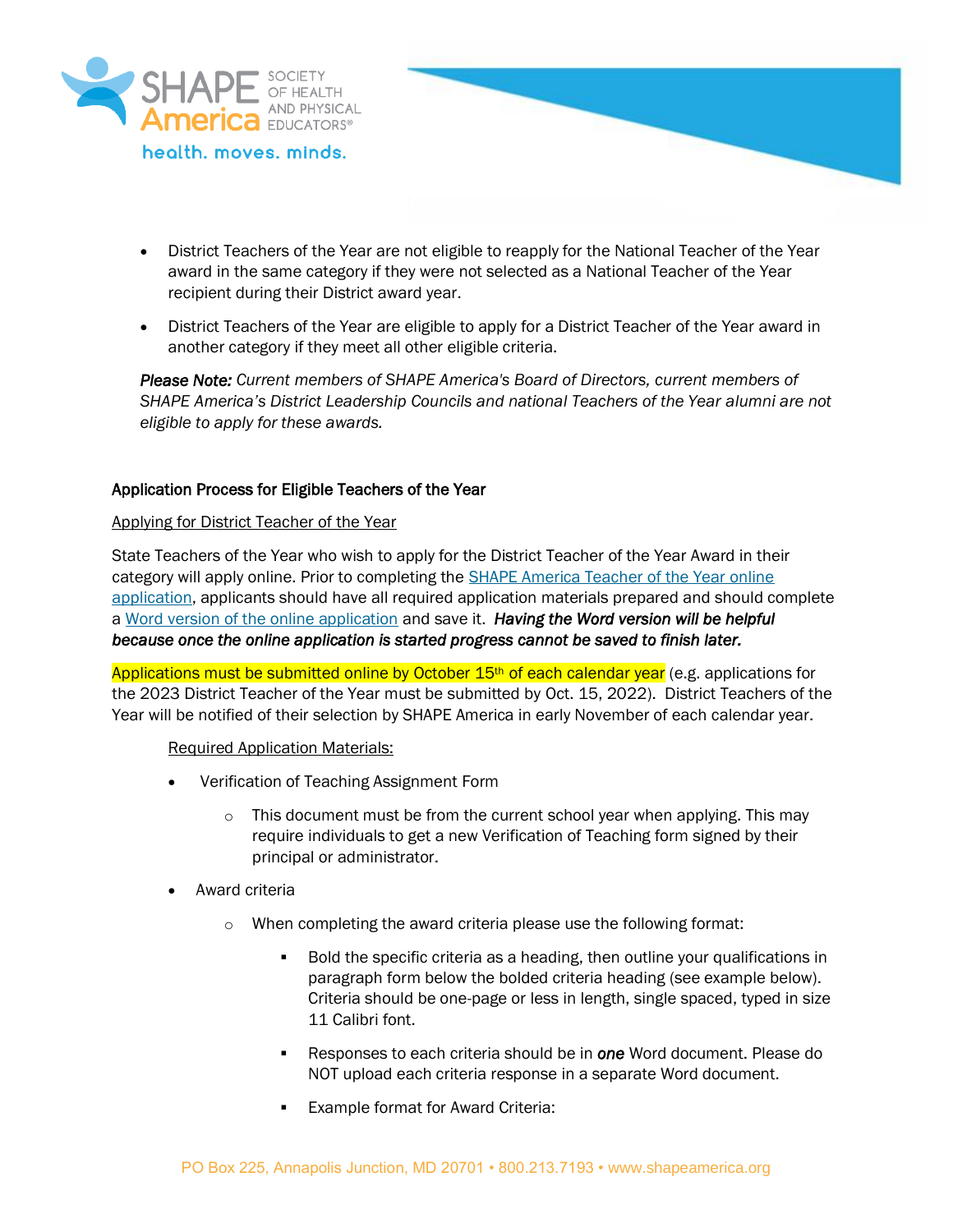- District Teachers of the Year are not eligible to reapply for the National Teacher of the Year award in the same category if they were not selected as a National Teacher of the Year recipient during their District award year.
- District Teachers of the Year are eligible to apply for a District Teacher of the Year award in another category if they meet all other eligible criteria.

***Please Note:*** *Current members of SHAPE America's Board of Directors, current members of SHAPE America's District Leadership Councils and national Teachers of the Year alumni are not eligible to apply for these awards.*

**Application Process for Eligible Teachers of the Year**

Applying for District Teacher of the Year

State Teachers of the Year who wish to apply for the District Teacher of the Year Award in their category will apply online. Prior to completing the [SHAPE America Teacher of the Year online application](), applicants should have all required application materials prepared and should complete a [Word version of the online application]() and save it. ***Having the Word version will be helpful because once the online application is started progress cannot be saved to finish later.***

Applications must be submitted online by October 15th of each calendar year (e.g. applications for the 2023 District Teacher of the Year must be submitted by Oct. 15, 2022). District Teachers of the Year will be notified of their selection by SHAPE America in early November of each calendar year.

Required Application Materials:

- Verification of Teaching Assignment Form
  - This document must be from the current school year when applying. This may require individuals to get a new Verification of Teaching form signed by their principal or administrator.
- Award criteria
  - When completing the award criteria please use the following format:
    - Bold the specific criteria as a heading, then outline your qualifications in paragraph form below the bolded criteria heading (see example below). Criteria should be one-page or less in length, single spaced, typed in size 11 Calibri font.
    - Responses to each criteria should be in ***one*** Word document. Please do NOT upload each criteria response in a separate Word document.
    - Example format for Award Criteria: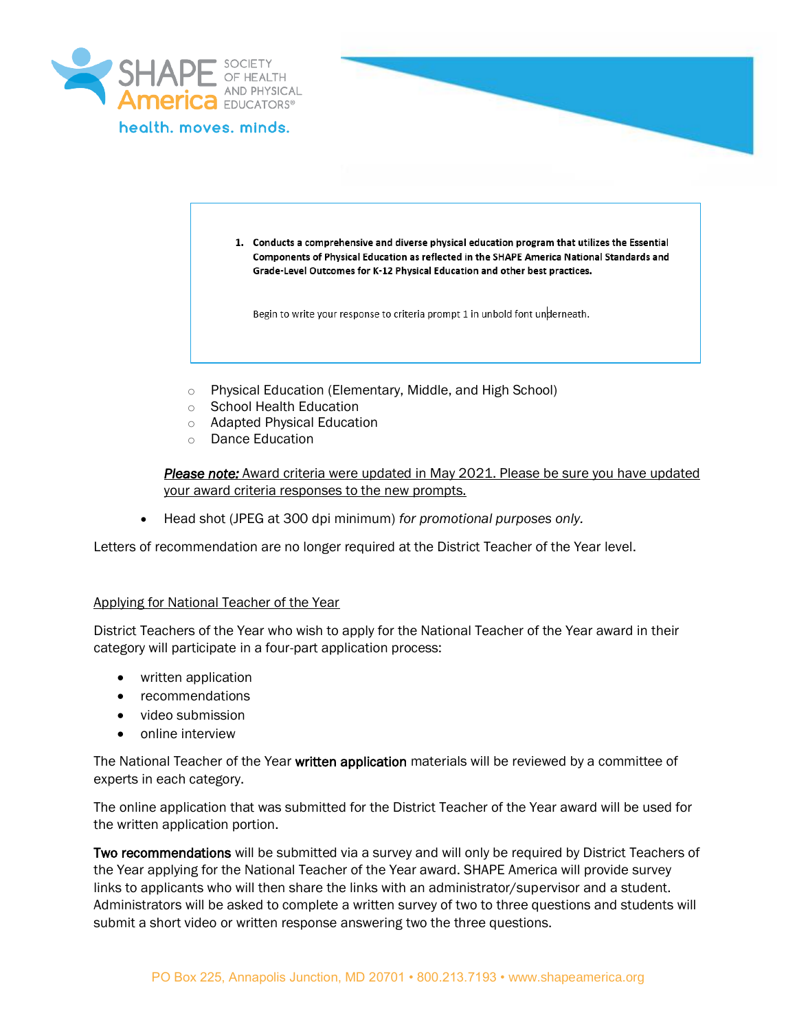> **1. Conducts a comprehensive and diverse physical education program that utilizes the Essential Components of Physical Education as reflected in the SHAPE America National Standards and Grade-Level Outcomes for K-12 Physical Education and other best practices.**
>
> Begin to write your response to criteria prompt 1 in unbold font underneath.

- Physical Education (Elementary, Middle, and High School)
- School Health Education
- Adapted Physical Education
- Dance Education

***Please note:*** Award criteria were updated in May 2021. Please be sure you have updated your award criteria responses to the new prompts.

- Head shot (JPEG at 300 dpi minimum) *for promotional purposes only.*

Letters of recommendation are no longer required at the District Teacher of the Year level.

Applying for National Teacher of the Year

District Teachers of the Year who wish to apply for the National Teacher of the Year award in their category will participate in a four-part application process:

- written application
- recommendations
- video submission
- online interview

The National Teacher of the Year **written application** materials will be reviewed by a committee of experts in each category.

The online application that was submitted for the District Teacher of the Year award will be used for the written application portion.

**Two recommendations** will be submitted via a survey and will only be required by District Teachers of the Year applying for the National Teacher of the Year award. SHAPE America will provide survey links to applicants who will then share the links with an administrator/supervisor and a student. Administrators will be asked to complete a written survey of two to three questions and students will submit a short video or written response answering two the three questions.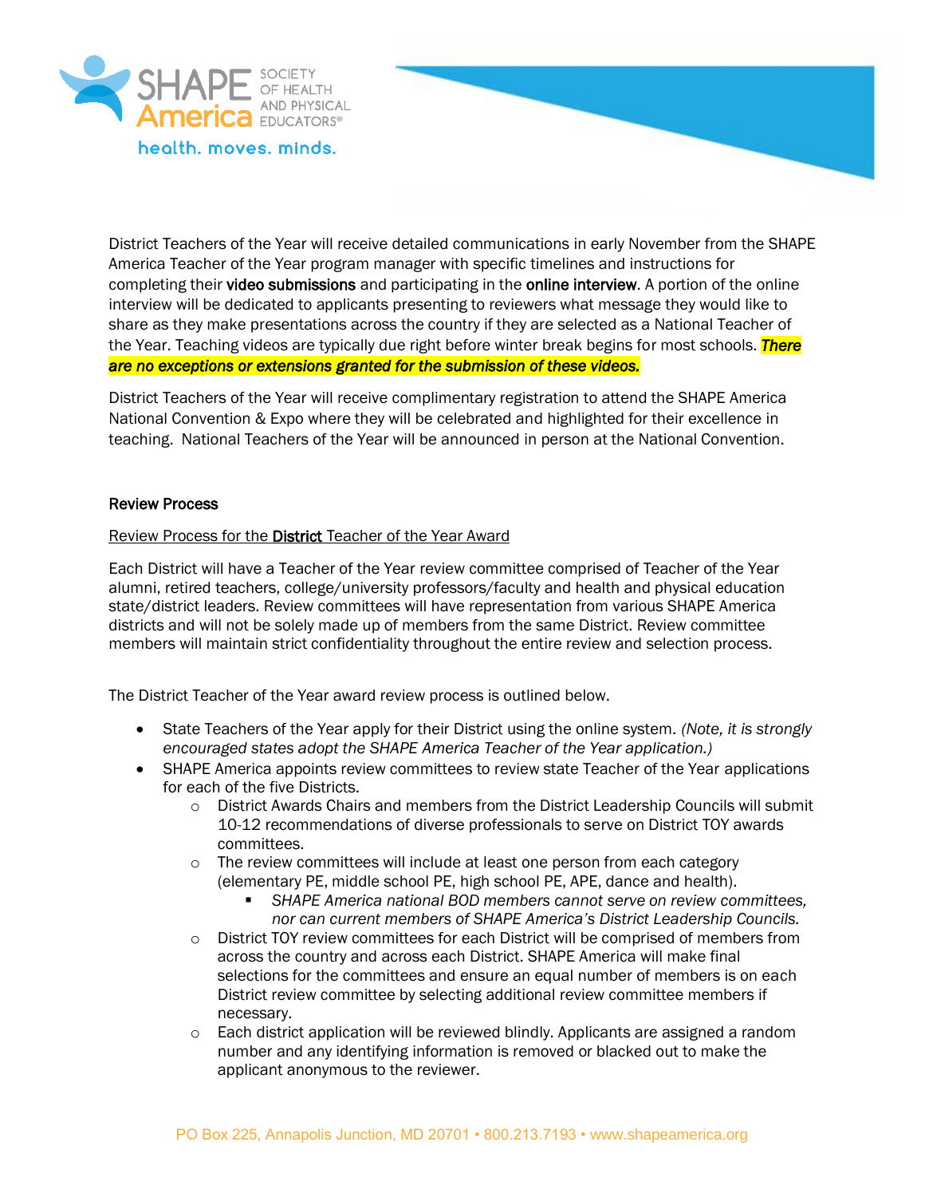District Teachers of the Year will receive detailed communications in early November from the SHAPE America Teacher of the Year program manager with specific timelines and instructions for completing their **video submissions** and participating in the **online interview**. A portion of the online interview will be dedicated to applicants presenting to reviewers what message they would like to share as they make presentations across the country if they are selected as a National Teacher of the Year. Teaching videos are typically due right before winter break begins for most schools. ***There are no exceptions or extensions granted for the submission of these videos.***

District Teachers of the Year will receive complimentary registration to attend the SHAPE America National Convention & Expo where they will be celebrated and highlighted for their excellence in teaching. National Teachers of the Year will be announced in person at the National Convention.

**Review Process**

<u>Review Process for the **District** Teacher of the Year Award</u>

Each District will have a Teacher of the Year review committee comprised of Teacher of the Year alumni, retired teachers, college/university professors/faculty and health and physical education state/district leaders. Review committees will have representation from various SHAPE America districts and will not be solely made up of members from the same District. Review committee members will maintain strict confidentiality throughout the entire review and selection process.

The District Teacher of the Year award review process is outlined below.

- State Teachers of the Year apply for their District using the online system. *(Note, it is strongly encouraged states adopt the SHAPE America Teacher of the Year application.)*
- SHAPE America appoints review committees to review state Teacher of the Year applications for each of the five Districts.
  - District Awards Chairs and members from the District Leadership Councils will submit 10-12 recommendations of diverse professionals to serve on District TOY awards committees.
  - The review committees will include at least one person from each category (elementary PE, middle school PE, high school PE, APE, dance and health).
    - *SHAPE America national BOD members cannot serve on review committees, nor can current members of SHAPE America's District Leadership Councils.*
  - District TOY review committees for each District will be comprised of members from across the country and across each District. SHAPE America will make final selections for the committees and ensure an equal number of members is on each District review committee by selecting additional review committee members if necessary.
  - Each district application will be reviewed blindly. Applicants are assigned a random number and any identifying information is removed or blacked out to make the applicant anonymous to the reviewer.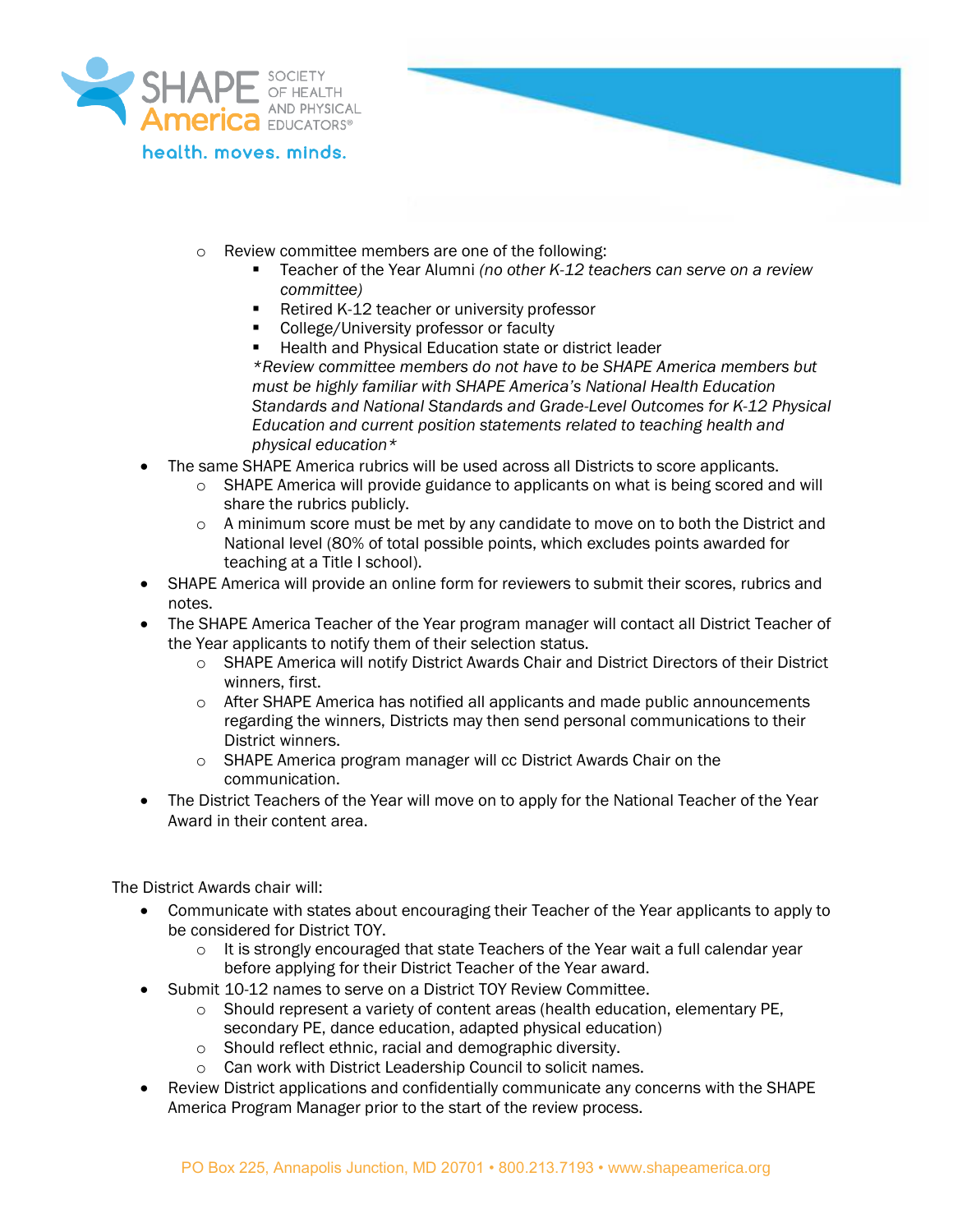- Review committee members are one of the following:
    - Teacher of the Year Alumni *(no other K-12 teachers can serve on a review committee)*
    - Retired K-12 teacher or university professor
    - College/University professor or faculty
    - Health and Physical Education state or district leader

    *\*Review committee members do not have to be SHAPE America members but must be highly familiar with SHAPE America's National Health Education Standards and National Standards and Grade-Level Outcomes for K-12 Physical Education and current position statements related to teaching health and physical education\**
- The same SHAPE America rubrics will be used across all Districts to score applicants.
  - SHAPE America will provide guidance to applicants on what is being scored and will share the rubrics publicly.
  - A minimum score must be met by any candidate to move on to both the District and National level (80% of total possible points, which excludes points awarded for teaching at a Title I school).
- SHAPE America will provide an online form for reviewers to submit their scores, rubrics and notes.
- The SHAPE America Teacher of the Year program manager will contact all District Teacher of the Year applicants to notify them of their selection status.
  - SHAPE America will notify District Awards Chair and District Directors of their District winners, first.
  - After SHAPE America has notified all applicants and made public announcements regarding the winners, Districts may then send personal communications to their District winners.
  - SHAPE America program manager will cc District Awards Chair on the communication.
- The District Teachers of the Year will move on to apply for the National Teacher of the Year Award in their content area.

The District Awards chair will:

- Communicate with states about encouraging their Teacher of the Year applicants to apply to be considered for District TOY.
  - It is strongly encouraged that state Teachers of the Year wait a full calendar year before applying for their District Teacher of the Year award.
- Submit 10-12 names to serve on a District TOY Review Committee.
  - Should represent a variety of content areas (health education, elementary PE, secondary PE, dance education, adapted physical education)
  - Should reflect ethnic, racial and demographic diversity.
  - Can work with District Leadership Council to solicit names.
- Review District applications and confidentially communicate any concerns with the SHAPE America Program Manager prior to the start of the review process.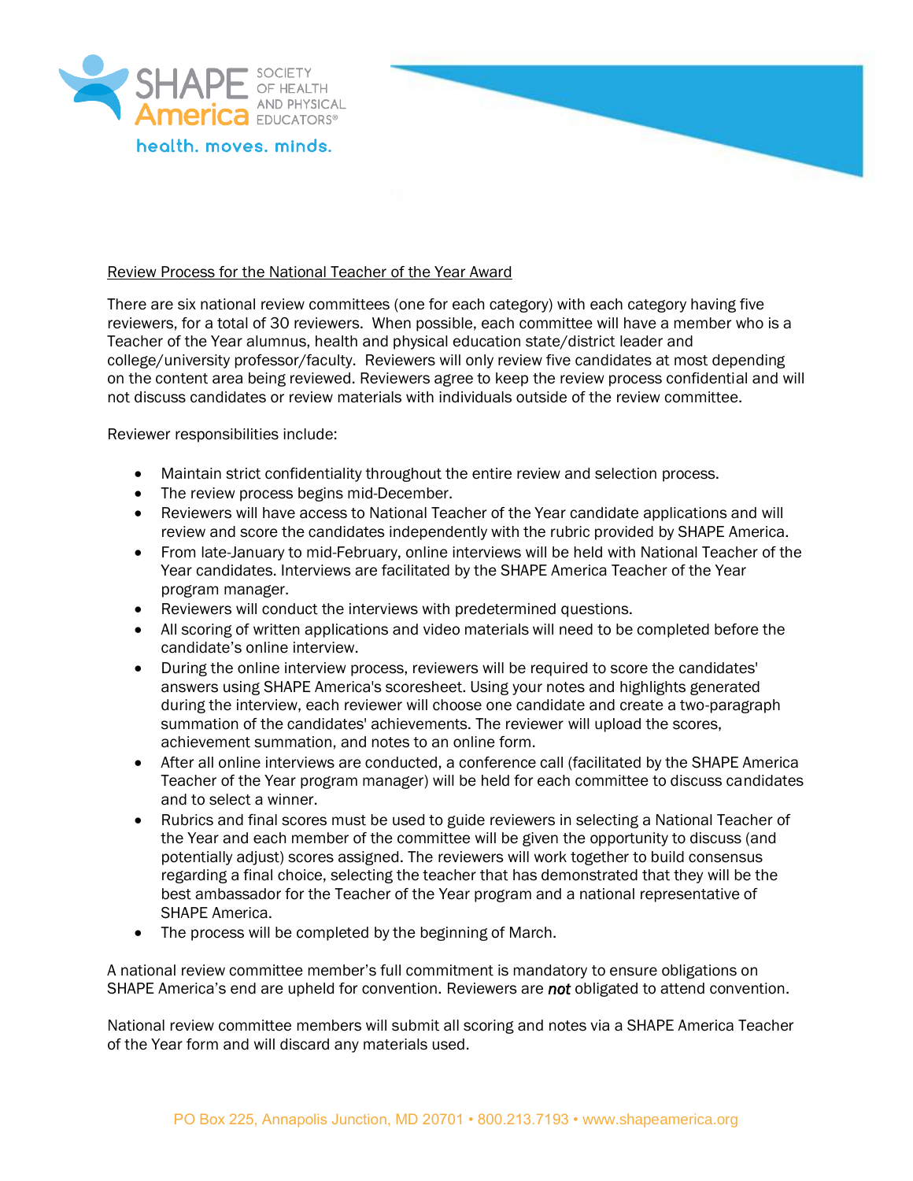Review Process for the National Teacher of the Year Award

There are six national review committees (one for each category) with each category having five reviewers, for a total of 30 reviewers. When possible, each committee will have a member who is a Teacher of the Year alumnus, health and physical education state/district leader and college/university professor/faculty. Reviewers will only review five candidates at most depending on the content area being reviewed. Reviewers agree to keep the review process confidential and will not discuss candidates or review materials with individuals outside of the review committee.

Reviewer responsibilities include:

- Maintain strict confidentiality throughout the entire review and selection process.
- The review process begins mid-December.
- Reviewers will have access to National Teacher of the Year candidate applications and will review and score the candidates independently with the rubric provided by SHAPE America.
- From late-January to mid-February, online interviews will be held with National Teacher of the Year candidates. Interviews are facilitated by the SHAPE America Teacher of the Year program manager.
- Reviewers will conduct the interviews with predetermined questions.
- All scoring of written applications and video materials will need to be completed before the candidate's online interview.
- During the online interview process, reviewers will be required to score the candidates' answers using SHAPE America's scoresheet. Using your notes and highlights generated during the interview, each reviewer will choose one candidate and create a two-paragraph summation of the candidates' achievements. The reviewer will upload the scores, achievement summation, and notes to an online form.
- After all online interviews are conducted, a conference call (facilitated by the SHAPE America Teacher of the Year program manager) will be held for each committee to discuss candidates and to select a winner.
- Rubrics and final scores must be used to guide reviewers in selecting a National Teacher of the Year and each member of the committee will be given the opportunity to discuss (and potentially adjust) scores assigned. The reviewers will work together to build consensus regarding a final choice, selecting the teacher that has demonstrated that they will be the best ambassador for the Teacher of the Year program and a national representative of SHAPE America.
- The process will be completed by the beginning of March.

A national review committee member's full commitment is mandatory to ensure obligations on SHAPE America's end are upheld for convention. Reviewers are ***not*** obligated to attend convention.

National review committee members will submit all scoring and notes via a SHAPE America Teacher of the Year form and will discard any materials used.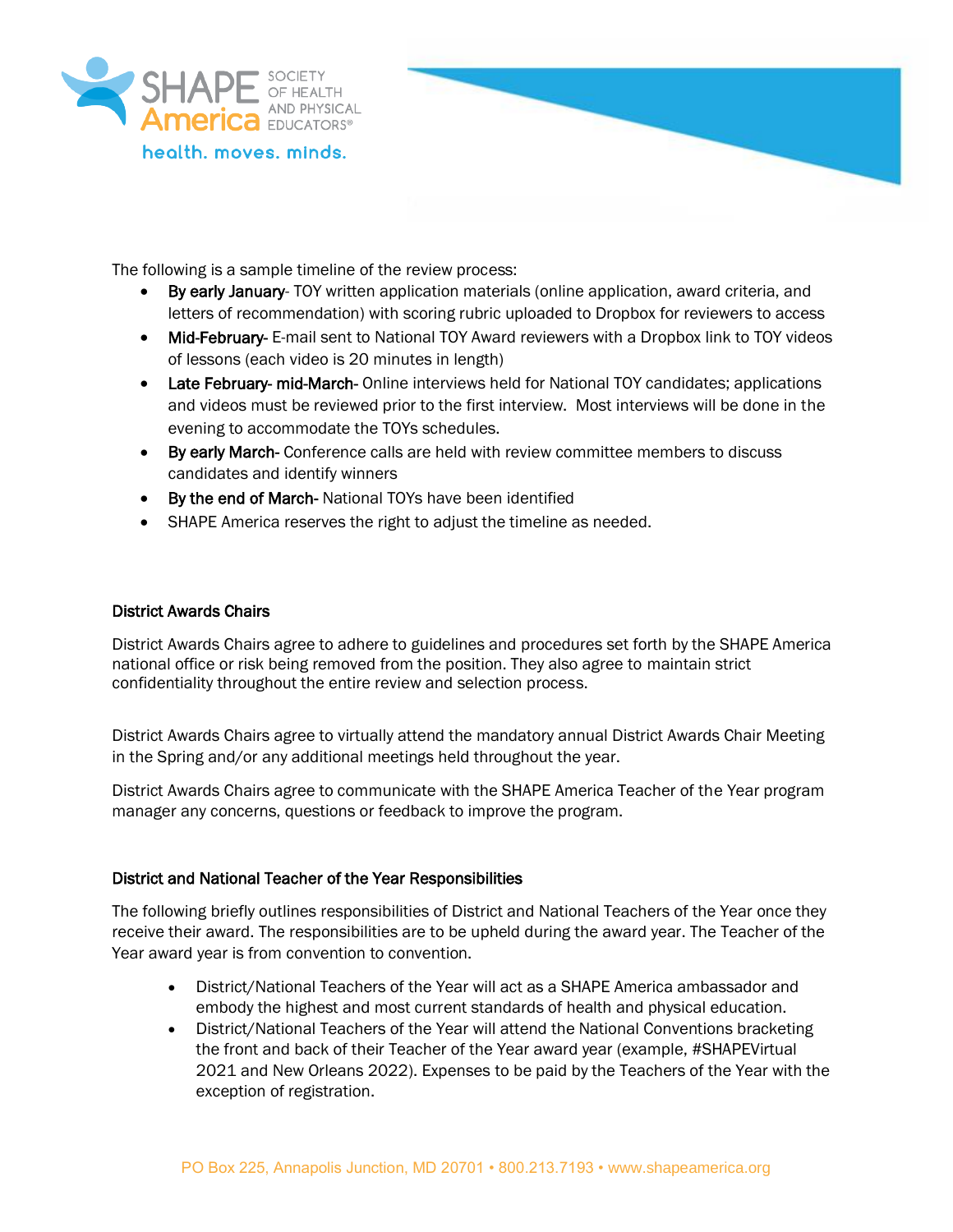The following is a sample timeline of the review process:

- **By early January**- TOY written application materials (online application, award criteria, and letters of recommendation) with scoring rubric uploaded to Dropbox for reviewers to access
- **Mid-February**- E-mail sent to National TOY Award reviewers with a Dropbox link to TOY videos of lessons (each video is 20 minutes in length)
- **Late February- mid-March**- Online interviews held for National TOY candidates; applications and videos must be reviewed prior to the first interview. Most interviews will be done in the evening to accommodate the TOYs schedules.
- **By early March**- Conference calls are held with review committee members to discuss candidates and identify winners
- **By the end of March**- National TOYs have been identified
- SHAPE America reserves the right to adjust the timeline as needed.

### District Awards Chairs

District Awards Chairs agree to adhere to guidelines and procedures set forth by the SHAPE America national office or risk being removed from the position. They also agree to maintain strict confidentiality throughout the entire review and selection process.

District Awards Chairs agree to virtually attend the mandatory annual District Awards Chair Meeting in the Spring and/or any additional meetings held throughout the year.

District Awards Chairs agree to communicate with the SHAPE America Teacher of the Year program manager any concerns, questions or feedback to improve the program.

### District and National Teacher of the Year Responsibilities

The following briefly outlines responsibilities of District and National Teachers of the Year once they receive their award. The responsibilities are to be upheld during the award year. The Teacher of the Year award year is from convention to convention.

- District/National Teachers of the Year will act as a SHAPE America ambassador and embody the highest and most current standards of health and physical education.
- District/National Teachers of the Year will attend the National Conventions bracketing the front and back of their Teacher of the Year award year (example, #SHAPEVirtual 2021 and New Orleans 2022). Expenses to be paid by the Teachers of the Year with the exception of registration.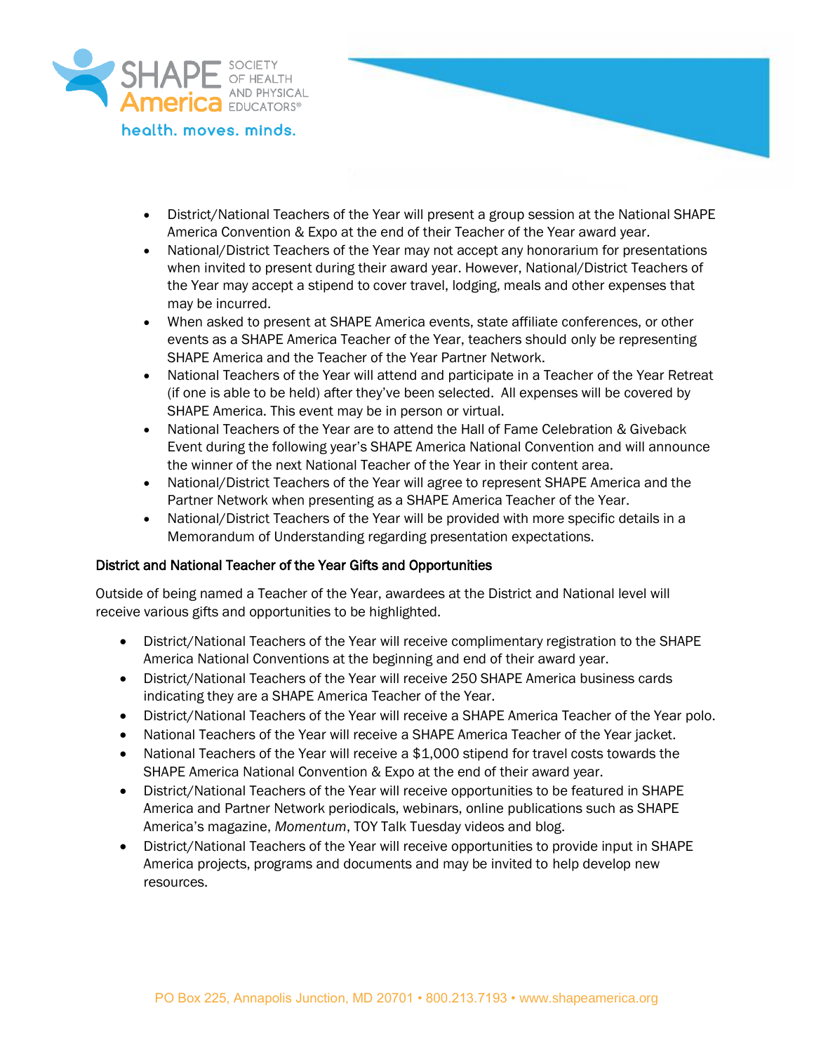- District/National Teachers of the Year will present a group session at the National SHAPE America Convention & Expo at the end of their Teacher of the Year award year.
- National/District Teachers of the Year may not accept any honorarium for presentations when invited to present during their award year. However, National/District Teachers of the Year may accept a stipend to cover travel, lodging, meals and other expenses that may be incurred.
- When asked to present at SHAPE America events, state affiliate conferences, or other events as a SHAPE America Teacher of the Year, teachers should only be representing SHAPE America and the Teacher of the Year Partner Network.
- National Teachers of the Year will attend and participate in a Teacher of the Year Retreat (if one is able to be held) after they've been selected. All expenses will be covered by SHAPE America. This event may be in person or virtual.
- National Teachers of the Year are to attend the Hall of Fame Celebration & Giveback Event during the following year's SHAPE America National Convention and will announce the winner of the next National Teacher of the Year in their content area.
- National/District Teachers of the Year will agree to represent SHAPE America and the Partner Network when presenting as a SHAPE America Teacher of the Year.
- National/District Teachers of the Year will be provided with more specific details in a Memorandum of Understanding regarding presentation expectations.

**District and National Teacher of the Year Gifts and Opportunities**

Outside of being named a Teacher of the Year, awardees at the District and National level will receive various gifts and opportunities to be highlighted.

- District/National Teachers of the Year will receive complimentary registration to the SHAPE America National Conventions at the beginning and end of their award year.
- District/National Teachers of the Year will receive 250 SHAPE America business cards indicating they are a SHAPE America Teacher of the Year.
- District/National Teachers of the Year will receive a SHAPE America Teacher of the Year polo.
- National Teachers of the Year will receive a SHAPE America Teacher of the Year jacket.
- National Teachers of the Year will receive a $1,000 stipend for travel costs towards the SHAPE America National Convention & Expo at the end of their award year.
- District/National Teachers of the Year will receive opportunities to be featured in SHAPE America and Partner Network periodicals, webinars, online publications such as SHAPE America's magazine, *Momentum*, TOY Talk Tuesday videos and blog.
- District/National Teachers of the Year will receive opportunities to provide input in SHAPE America projects, programs and documents and may be invited to help develop new resources.